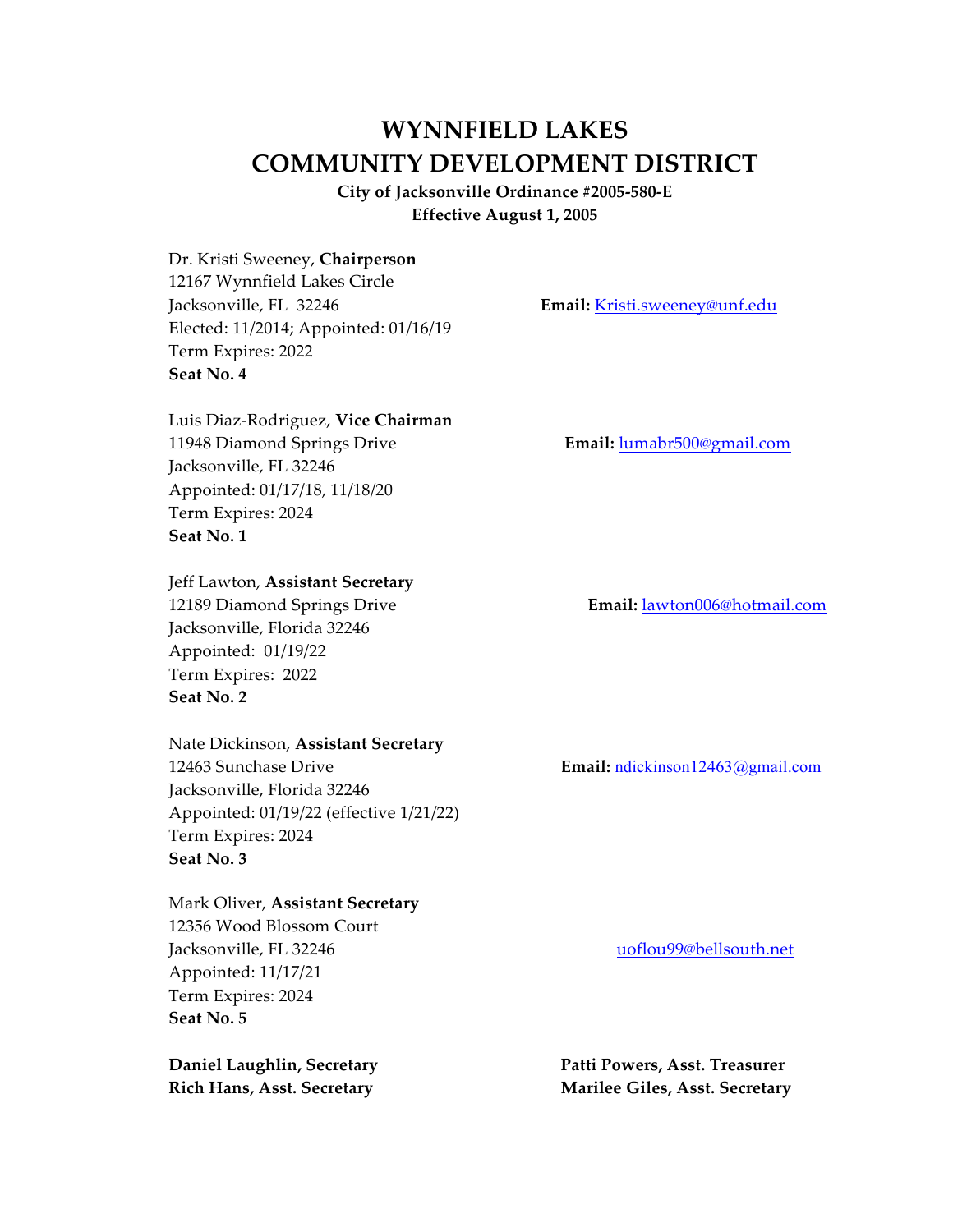# WYNNFIELD LAKES
# COMMUNITY DEVELOPMENT DISTRICT

**City of Jacksonville Ordinance #2005-580-E**
**Effective August 1, 2005**

Dr. Kristi Sweeney, **Chairperson**
12167 Wynnfield Lakes Circle
Jacksonville, FL 32246
**Email:** Kristi.sweeney@unf.edu
Elected: 11/2014; Appointed: 01/16/19
Term Expires: 2022
**Seat No. 4**

Luis Diaz-Rodriguez, **Vice Chairman**
11948 Diamond Springs Drive
**Email:** lumabr500@gmail.com
Jacksonville, FL 32246
Appointed: 01/17/18, 11/18/20
Term Expires: 2024
**Seat No. 1**

Jeff Lawton, **Assistant Secretary**
12189 Diamond Springs Drive
**Email:** lawton006@hotmail.com
Jacksonville, Florida 32246
Appointed: 01/19/22
Term Expires: 2022
**Seat No. 2**

Nate Dickinson, **Assistant Secretary**
12463 Sunchase Drive
**Email:** ndickinson12463@gmail.com
Jacksonville, Florida 32246
Appointed: 01/19/22 (effective 1/21/22)
Term Expires: 2024
**Seat No. 3**

Mark Oliver, **Assistant Secretary**
12356 Wood Blossom Court
Jacksonville, FL 32246
uoflou99@bellsouth.net
Appointed: 11/17/21
Term Expires: 2024
**Seat No. 5**

**Daniel Laughlin, Secretary**
**Rich Hans, Asst. Secretary**
**Patti Powers, Asst. Treasurer**
**Marilee Giles, Asst. Secretary**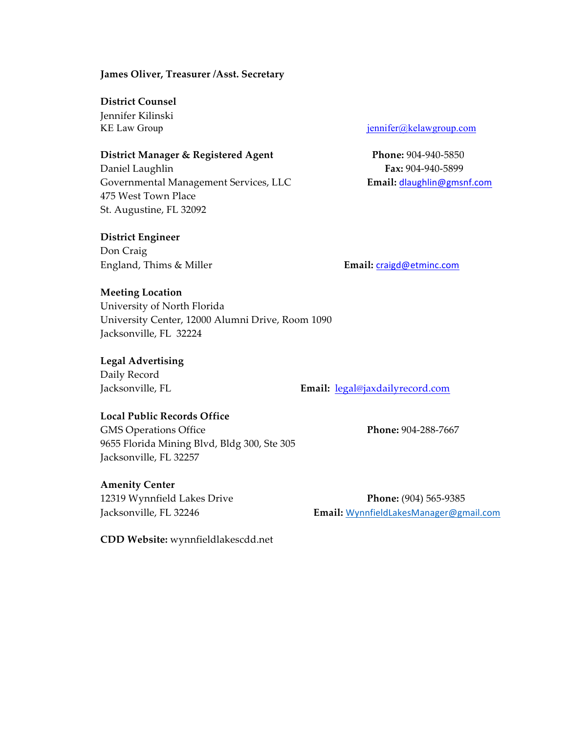**James Oliver, Treasurer /Asst. Secretary**

**District Counsel**
Jennifer Kilinski
KE Law Group
jennifer@kelawgroup.com

**District Manager & Registered Agent**
Daniel Laughlin
Governmental Management Services, LLC
475 West Town Place
St. Augustine, FL 32092

**Phone:** 904-940-5850
**Fax:** 904-940-5899
**Email:** dlaughlin@gmsnf.com

**District Engineer**
Don Craig
England, Thims & Miller
**Email:** craigd@etminc.com

**Meeting Location**
University of North Florida
University Center, 12000 Alumni Drive, Room 1090
Jacksonville, FL 32224

**Legal Advertising**
Daily Record
Jacksonville, FL
**Email:** legal@jaxdailyrecord.com

**Local Public Records Office**
GMS Operations Office
9655 Florida Mining Blvd, Bldg 300, Ste 305
Jacksonville, FL 32257
**Phone:** 904-288-7667

**Amenity Center**
12319 Wynnfield Lakes Drive
Jacksonville, FL 32246
**Phone:** (904) 565-9385
**Email:** WynnfieldLakesManager@gmail.com

**CDD Website:** wynnfieldlakescdd.net